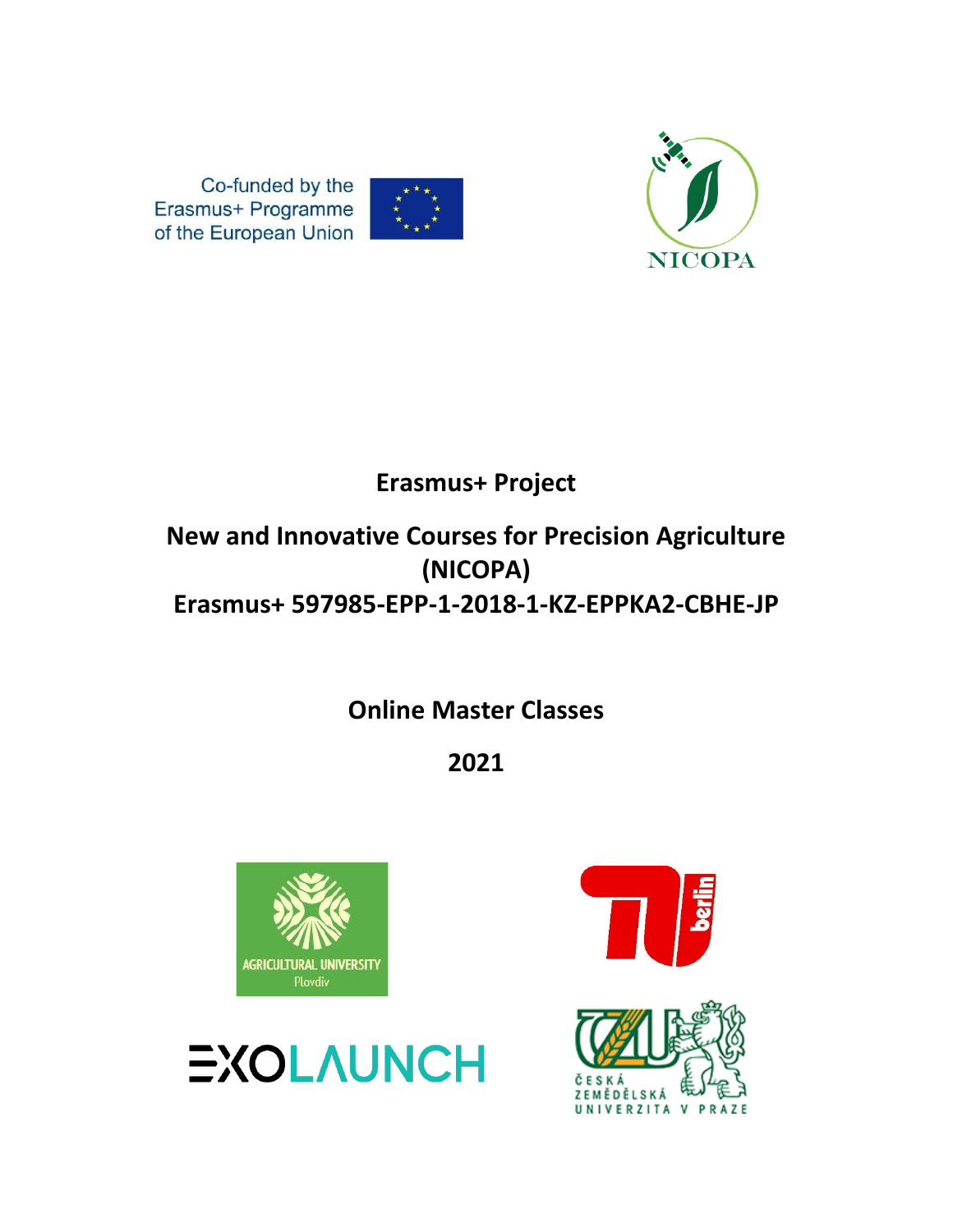Co-funded by the Erasmus+ Programme of the European Union

# Erasmus+ Project

# New and Innovative Courses for Precision Agriculture (NICOPA)

# Erasmus+ 597985-EPP-1-2018-1-KZ-EPPKA2-CBHE-JP

## Online Master Classes

## 2021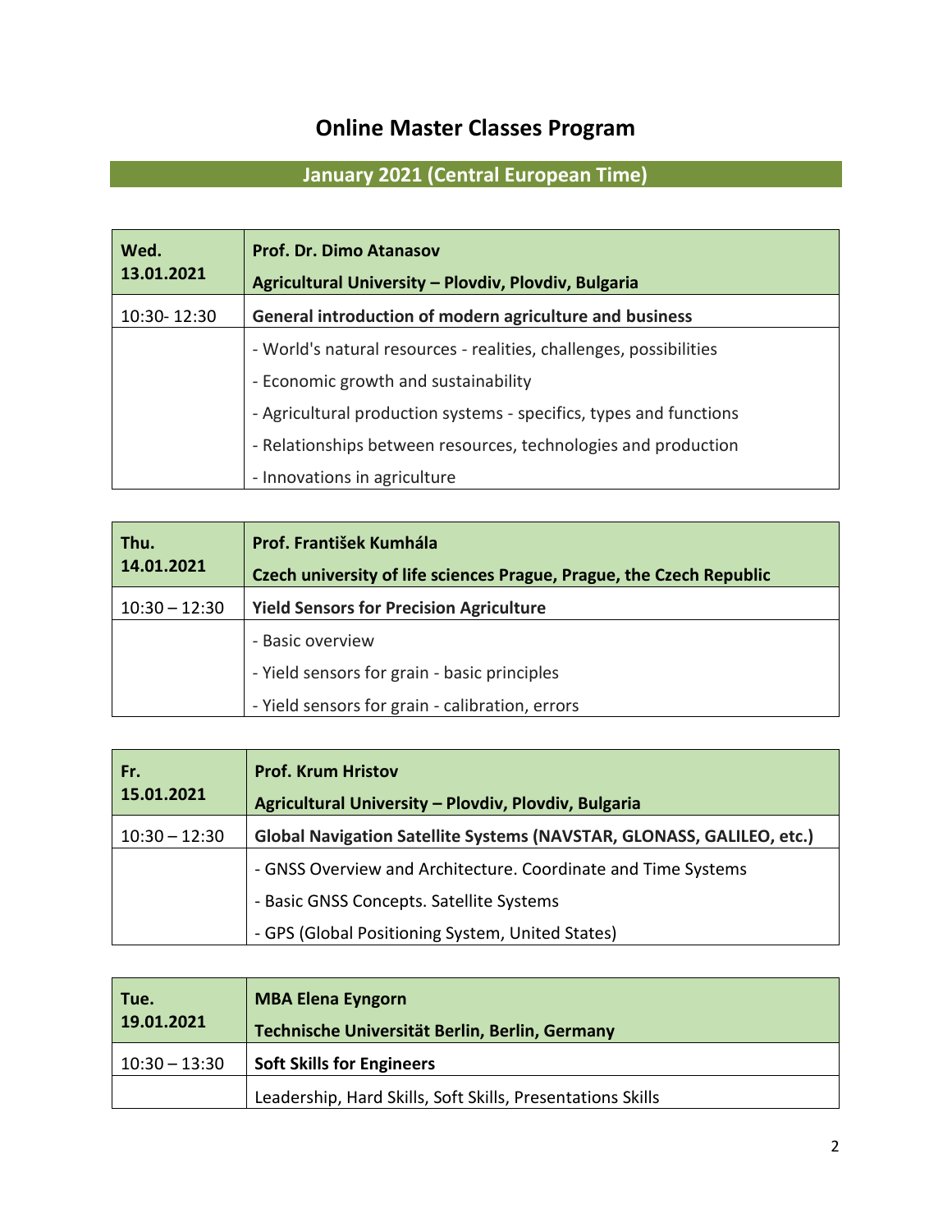# Online Master Classes Program

## January 2021 (Central European Time)

| Wed. 13.01.2021 | Prof. Dr. Dimo Atanasov<br>Agricultural University – Plovdiv, Plovdiv, Bulgaria |
|---|---|
| 10:30- 12:30 | **General introduction of modern agriculture and business** |
| | - World's natural resources - realities, challenges, possibilities<br>- Economic growth and sustainability<br>- Agricultural production systems - specifics, types and functions<br>- Relationships between resources, technologies and production<br>- Innovations in agriculture |

| Thu. 14.01.2021 | Prof. František Kumhála<br>Czech university of life sciences Prague, Prague, the Czech Republic |
|---|---|
| 10:30 – 12:30 | **Yield Sensors for Precision Agriculture** |
| | - Basic overview<br>- Yield sensors for grain - basic principles<br>- Yield sensors for grain - calibration, errors |

| Fr. 15.01.2021 | Prof. Krum Hristov<br>Agricultural University – Plovdiv, Plovdiv, Bulgaria |
|---|---|
| 10:30 – 12:30 | **Global Navigation Satellite Systems (NAVSTAR, GLONASS, GALILEO, etc.)** |
| | - GNSS Overview and Architecture. Coordinate and Time Systems<br>- Basic GNSS Concepts. Satellite Systems<br>- GPS (Global Positioning System, United States) |

| Tue. 19.01.2021 | MBA Elena Eyngorn<br>Technische Universität Berlin, Berlin, Germany |
|---|---|
| 10:30 – 13:30 | **Soft Skills for Engineers** |
| | Leadership, Hard Skills, Soft Skills, Presentations Skills |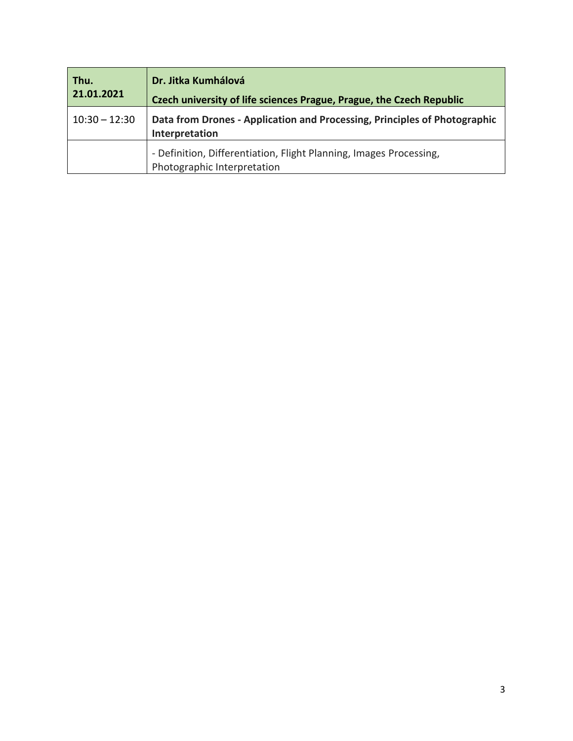| **Thu. 21.01.2021** | **Dr. Jitka Kumhálová**<br>**Czech university of life sciences Prague, Prague, the Czech Republic** |
|---|---|
| 10:30 – 12:30 | **Data from Drones - Application and Processing, Principles of Photographic Interpretation** |
| | - Definition, Differentiation, Flight Planning, Images Processing, Photographic Interpretation |